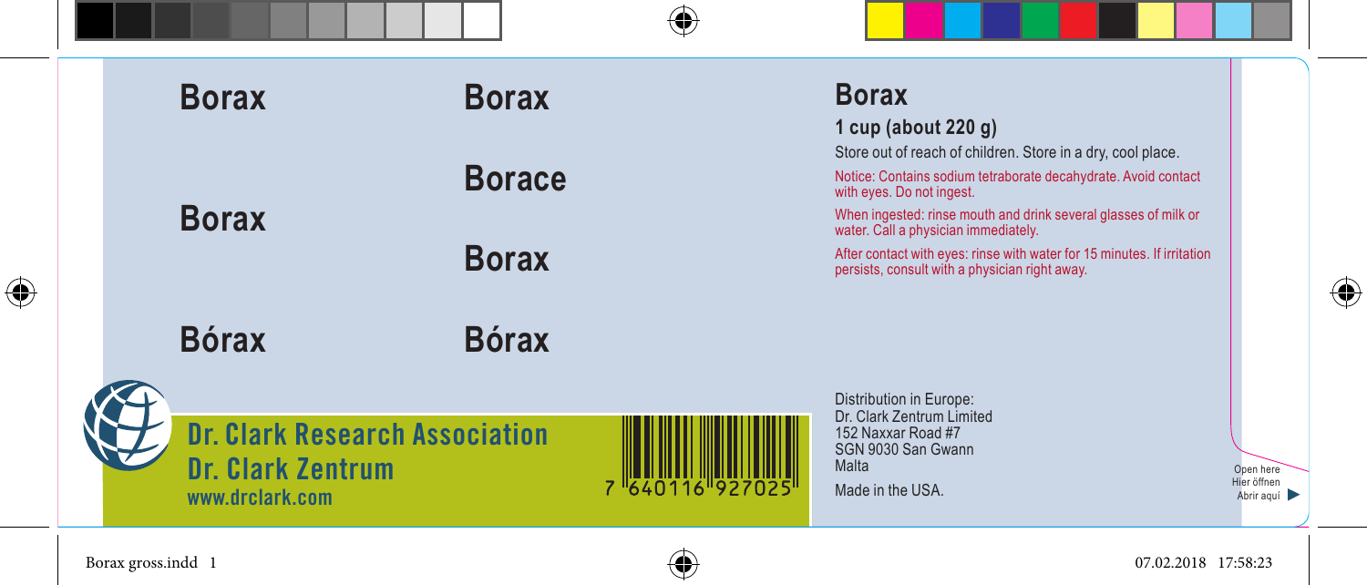**Borax**

**Borax**

**Bórax**

**Borax**

**Borace**

**Borax**

**Bórax**

## Borax

**1 cup (about 220 g)**

Store out of reach of children. Store in a dry, cool place.

Notice: Contains sodium tetraborate decahydrate. Avoid contact with eyes. Do not ingest.

When ingested: rinse mouth and drink several glasses of milk or water. Call a physician immediately.

After contact with eyes: rinse with water for 15 minutes. If irritation persists, consult with a physician right away.

**Dr. Clark Research Association**
**Dr. Clark Zentrum**
**www.drclark.com**

7 640116 927025

Distribution in Europe:
Dr. Clark Zentrum Limited
152 Naxxar Road #7
SGN 9030 San Gwann
Malta

Made in the USA.

Open here
Hier öffnen
Abrir aquí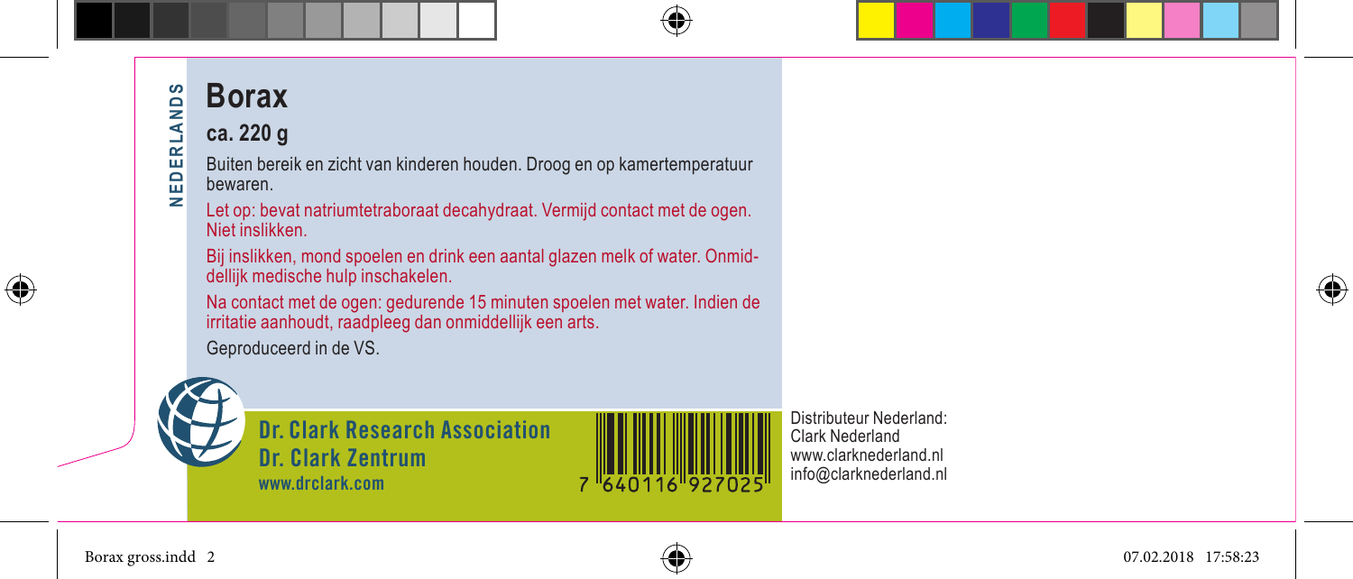NEDERLANDS

# Borax

## ca. 220 g

Buiten bereik en zicht van kinderen houden. Droog en op kamertemperatuur bewaren.

Let op: bevat natriumtetraboraat decahydraat. Vermijd contact met de ogen. Niet inslikken.

Bij inslikken, mond spoelen en drink een aantal glazen melk of water. Onmiddellijk medische hulp inschakelen.

Na contact met de ogen: gedurende 15 minuten spoelen met water. Indien de irritatie aanhoudt, raadpleeg dan onmiddellijk een arts.

Geproduceerd in de VS.

**Dr. Clark Research Association**
**Dr. Clark Zentrum**
**www.drclark.com**

7 640116 927025

Distributeur Nederland:
Clark Nederland
www.clarknederland.nl
info@clarknederland.nl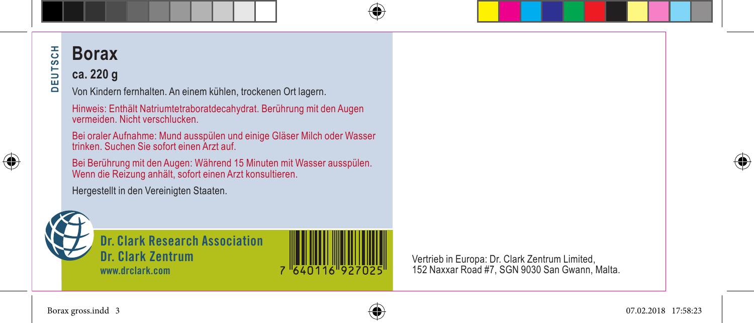DEUTSCH

# Borax

## ca. 220 g

Von Kindern fernhalten. An einem kühlen, trockenen Ort lagern.

Hinweis: Enthält Natriumtetraboratdecahydrat. Berührung mit den Augen vermeiden. Nicht verschlucken.

Bei oraler Aufnahme: Mund ausspülen und einige Gläser Milch oder Wasser trinken. Suchen Sie sofort einen Arzt auf.

Bei Berührung mit den Augen: Während 15 Minuten mit Wasser ausspülen. Wenn die Reizung anhält, sofort einen Arzt konsultieren.

Hergestellt in den Vereinigten Staaten.

**Dr. Clark Research Association**
**Dr. Clark Zentrum**
www.drclark.com

7 640116 927025

Vertrieb in Europa: Dr. Clark Zentrum Limited, 152 Naxxar Road #7, SGN 9030 San Gwann, Malta.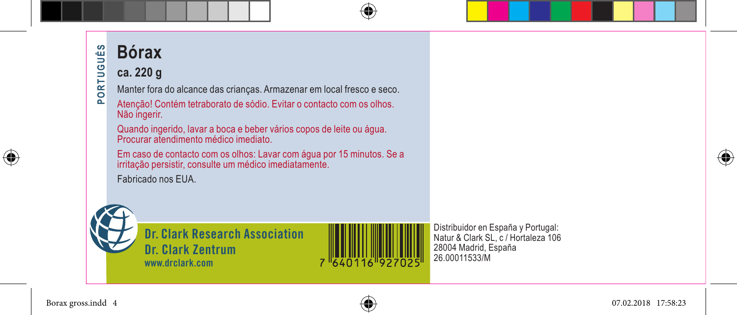PORTUGUÊS

# Bórax

## ca. 220 g

Manter fora do alcance das crianças. Armazenar em local fresco e seco.

Atenção! Contém tetraborato de sódio. Evitar o contacto com os olhos. Não ingerir.

Quando ingerido, lavar a boca e beber vários copos de leite ou água. Procurar atendimento médico imediato.

Em caso de contacto com os olhos: Lavar com água por 15 minutos. Se a irritação persistir, consulte um médico imediatamente.

Fabricado nos EUA.

**Dr. Clark Research Association**
**Dr. Clark Zentrum**
www.drclark.com

7 640116 927025

Distribuidor en España y Portugal:
Natur & Clark SL, c / Hortaleza 106
28004 Madrid, España
26.00011533/M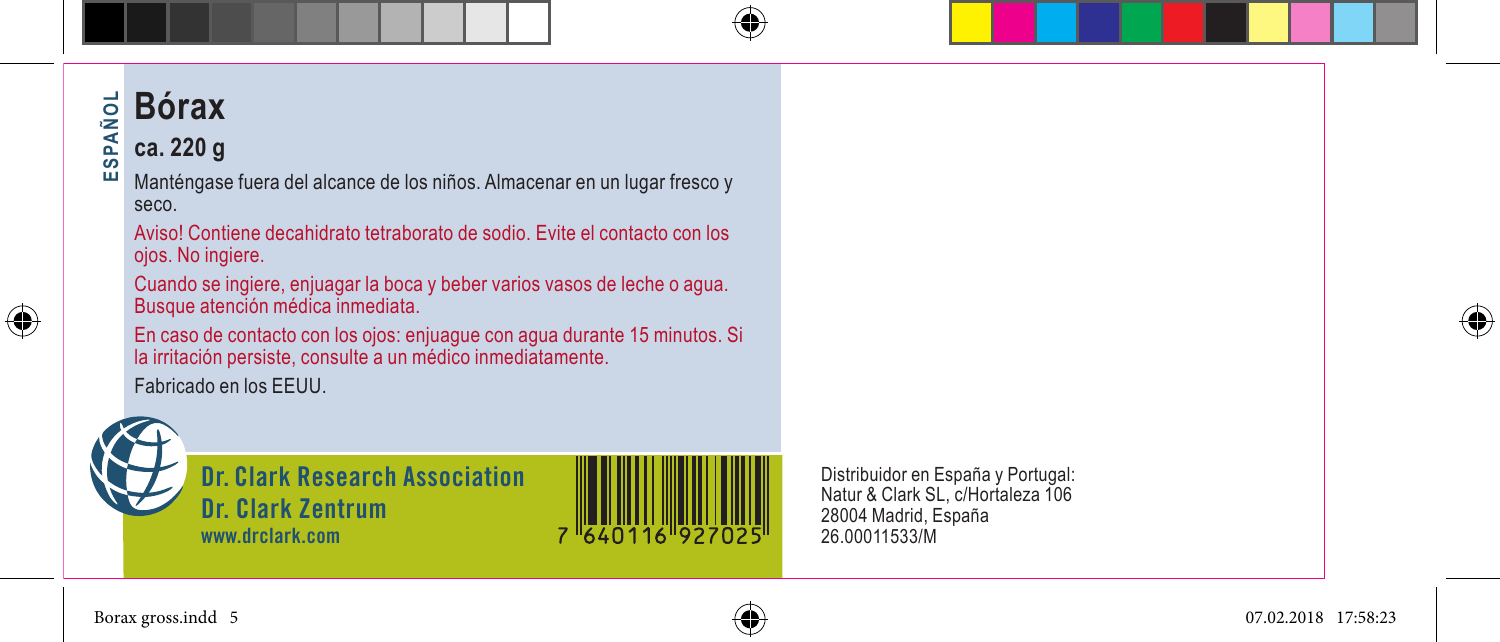ESPAÑOL

# Bórax

## ca. 220 g

Manténgase fuera del alcance de los niños. Almacenar en un lugar fresco y seco.

Aviso! Contiene decahidrato tetraborato de sodio. Evite el contacto con los ojos. No ingiere.

Cuando se ingiere, enjuagar la boca y beber varios vasos de leche o agua. Busque atención médica inmediata.

En caso de contacto con los ojos: enjuague con agua durante 15 minutos. Si la irritación persiste, consulte a un médico inmediatamente.

Fabricado en los EEUU.

**Dr. Clark Research Association**
**Dr. Clark Zentrum**
www.drclark.com

7 640116 927025

Distribuidor en España y Portugal:
Natur & Clark SL, c/Hortaleza 106
28004 Madrid, España
26.00011533/M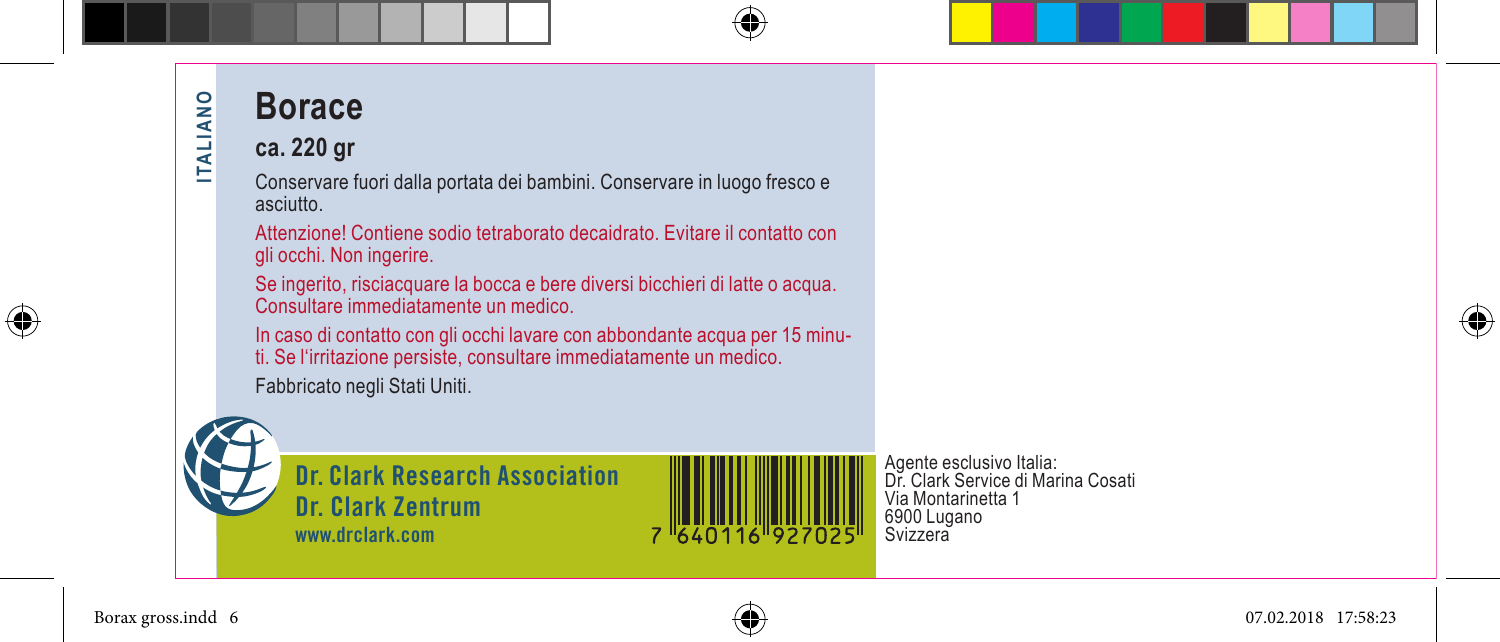ITALIANO

# Borace

## ca. 220 gr

Conservare fuori dalla portata dei bambini. Conservare in luogo fresco e asciutto.

Attenzione! Contiene sodio tetraborato decaidrato. Evitare il contatto con gli occhi. Non ingerire.

Se ingerito, risciacquare la bocca e bere diversi bicchieri di latte o acqua. Consultare immediatamente un medico.

In caso di contatto con gli occhi lavare con abbondante acqua per 15 minuti. Se l'irritazione persiste, consultare immediatamente un medico.

Fabbricato negli Stati Uniti.

**Dr. Clark Research Association**
**Dr. Clark Zentrum**
www.drclark.com

7 640116 927025

Agente esclusivo Italia:
Dr. Clark Service di Marina Cosati
Via Montarinetta 1
6900 Lugano
Svizzera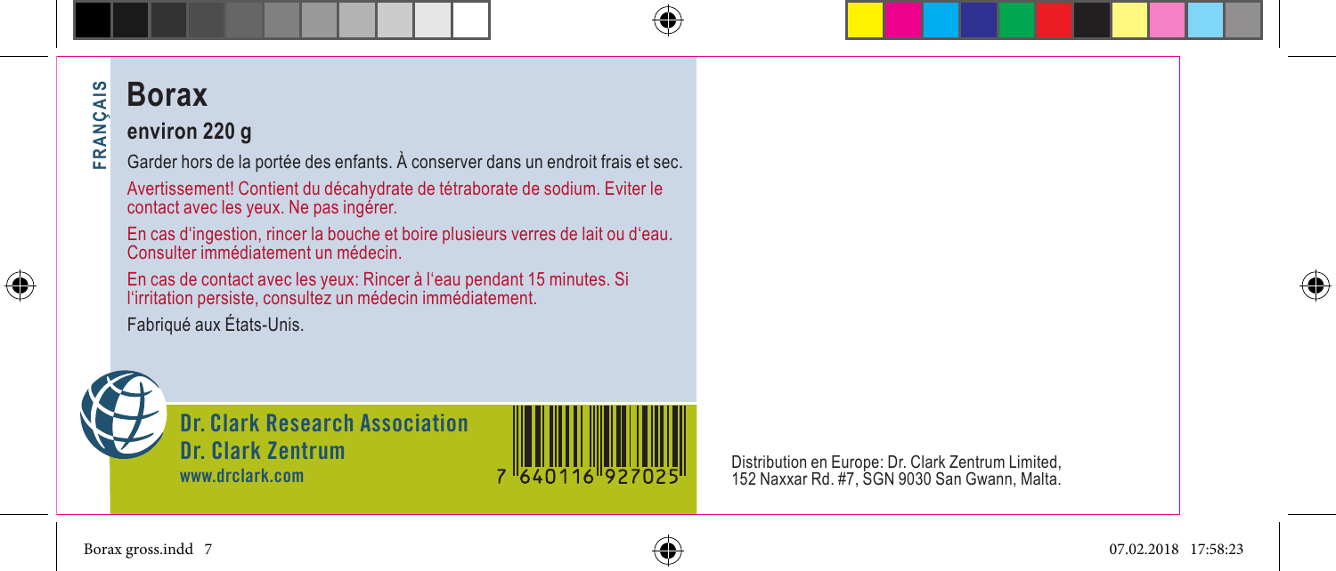FRANÇAIS

# Borax

## environ 220 g

Garder hors de la portée des enfants. À conserver dans un endroit frais et sec.

Avertissement! Contient du décahydrate de tétraborate de sodium. Eviter le contact avec les yeux. Ne pas ingérer.

En cas d'ingestion, rincer la bouche et boire plusieurs verres de lait ou d'eau. Consulter immédiatement un médecin.

En cas de contact avec les yeux: Rincer à l'eau pendant 15 minutes. Si l'irritation persiste, consultez un médecin immédiatement.

Fabriqué aux États-Unis.

**Dr. Clark Research Association**
**Dr. Clark Zentrum**
www.drclark.com

7 640116 927025

Distribution en Europe: Dr. Clark Zentrum Limited, 152 Naxxar Rd. #7, SGN 9030 San Gwann, Malta.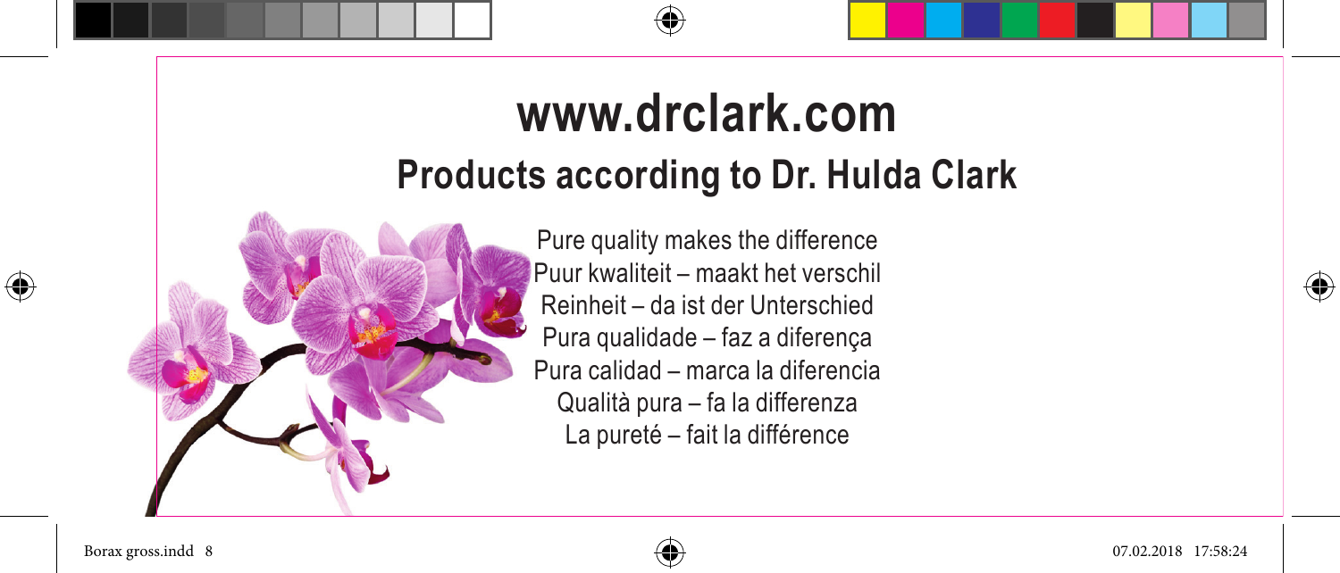# www.drclark.com

## Products according to Dr. Hulda Clark

Pure quality makes the difference
Puur kwaliteit – maakt het verschil
Reinheit – da ist der Unterschied
Pura qualidade – faz a diferença
Pura calidad – marca la diferencia
Qualità pura – fa la differenza
La pureté – fait la différence